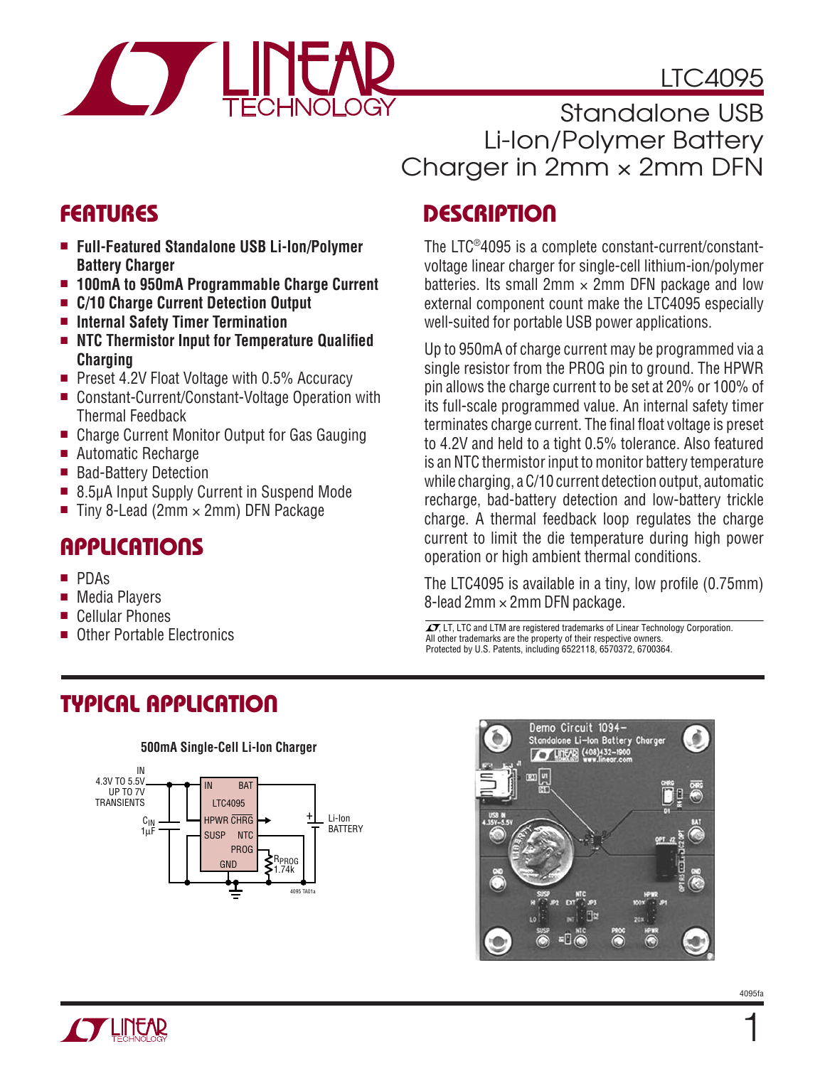# LTC4095

## Standalone USB Li-Ion/Polymer Battery Charger in 2mm × 2mm DFN

## FEATURES

- **Full-Featured Standalone USB Li-Ion/Polymer Battery Charger**
- **100mA to 950mA Programmable Charge Current**
- **C/10 Charge Current Detection Output**
- **Internal Safety Timer Termination**
- **NTC Thermistor Input for Temperature Qualified Charging**
- Preset 4.2V Float Voltage with 0.5% Accuracy
- Constant-Current/Constant-Voltage Operation with Thermal Feedback
- Charge Current Monitor Output for Gas Gauging
- Automatic Recharge
- Bad-Battery Detection
- 8.5μA Input Supply Current in Suspend Mode
- Tiny 8-Lead (2mm × 2mm) DFN Package

## APPLICATIONS

- PDAs
- Media Players
- Cellular Phones
- Other Portable Electronics

## DESCRIPTION

The LTC®4095 is a complete constant-current/constant-voltage linear charger for single-cell lithium-ion/polymer batteries. Its small 2mm × 2mm DFN package and low external component count make the LTC4095 especially well-suited for portable USB power applications.

Up to 950mA of charge current may be programmed via a single resistor from the PROG pin to ground. The HPWR pin allows the charge current to be set at 20% or 100% of its full-scale programmed value. An internal safety timer terminates charge current. The final float voltage is preset to 4.2V and held to a tight 0.5% tolerance. Also featured is an NTC thermistor input to monitor battery temperature while charging, a C/10 current detection output, automatic recharge, bad-battery detection and low-battery trickle charge. A thermal feedback loop regulates the charge current to limit the die temperature during high power operation or high ambient thermal conditions.

The LTC4095 is available in a tiny, low profile (0.75mm) 8-lead 2mm × 2mm DFN package.

LT, LTC and LTM are registered trademarks of Linear Technology Corporation. All other trademarks are the property of their respective owners. Protected by U.S. Patents, including 6522118, 6570372, 6700364.

## TYPICAL APPLICATION

**500mA Single-Cell Li-Ion Charger**

IN 4.3V TO 5.5V UP TO 7V TRANSIENTS; $C_{IN}$ 1μF; LTC4095 (IN, BAT, HPWR, $\overline{CHRG}$, SUSP, NTC, PROG, GND); $R_{PROG}$ 1.74k; Li-Ion BATTERY

4095 TA01a

Demo Circuit 1094– Standalone Li-Ion Battery Charger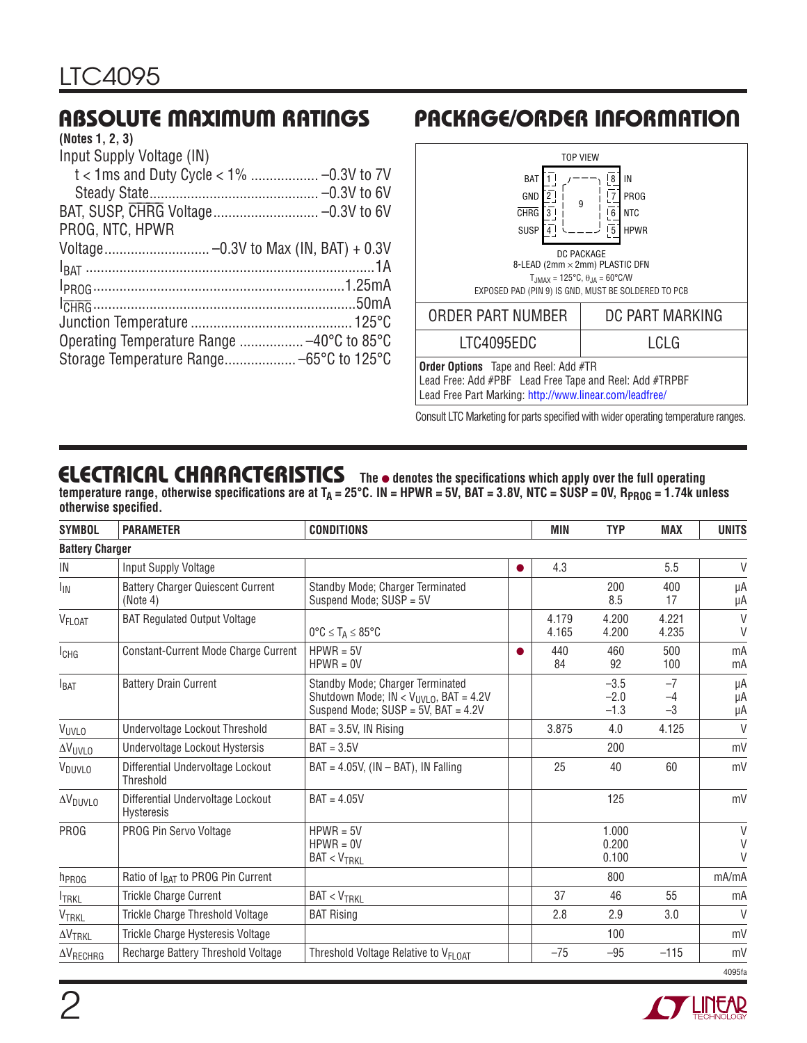## ABSOLUTE MAXIMUM RATINGS

**(Notes 1, 2, 3)**

Input Supply Voltage (IN)
- t < 1ms and Duty Cycle < 1% .................. –0.3V to 7V
- Steady State............................................ –0.3V to 6V

BAT, SUSP, $\overline{CHRG}$ Voltage............................ –0.3V to 6V

PROG, NTC, HPWR
- Voltage............................ –0.3V to Max (IN, BAT) + 0.3V
- $I_{BAT}$ ............................................................................1A
- $I_{PROG}$.................................................................1.25mA
- $I_{\overline{CHRG}}$....................................................................50mA

Junction Temperature ........................................... 125°C

Operating Temperature Range ................. –40°C to 85°C

Storage Temperature Range................... –65°C to 125°C

## PACKAGE/ORDER INFORMATION

TOP VIEW

| Pin | Name | | Pin | Name |
|---|---|---|---|---|
| 1 | BAT | | 8 | IN |
| 2 | GND | 9 | 7 | PROG |
| 3 | $\overline{CHRG}$ | | 6 | NTC |
| 4 | SUSP | | 5 | HPWR |

DC PACKAGE
8-LEAD (2mm × 2mm) PLASTIC DFN
$T_{JMAX}$ = 125°C, $\theta_{JA}$ = 60°C/W
EXPOSED PAD (PIN 9) IS GND, MUST BE SOLDERED TO PCB

| ORDER PART NUMBER | DC PART MARKING |
|---|---|
| LTC4095EDC | LCLG |

**Order Options** Tape and Reel: Add #TR
Lead Free: Add #PBF Lead Free Tape and Reel: Add #TRPBF
Lead Free Part Marking: http://www.linear.com/leadfree/

Consult LTC Marketing for parts specified with wider operating temperature ranges.

## ELECTRICAL CHARACTERISTICS

**The ● denotes the specifications which apply over the full operating temperature range, otherwise specifications are at $T_A$ = 25°C. IN = HPWR = 5V, BAT = 3.8V, NTC = SUSP = 0V, $R_{PROG}$ = 1.74k unless otherwise specified.**

| SYMBOL | PARAMETER | CONDITIONS | | MIN | TYP | MAX | UNITS |
|---|---|---|---|---|---|---|---|
| **Battery Charger** | | | | | | | |
| IN | Input Supply Voltage | | ● | 4.3 | | 5.5 | V |
| $I_{IN}$ | Battery Charger Quiescent Current (Note 4) | Standby Mode; Charger Terminated<br>Suspend Mode; SUSP = 5V | | | 200<br>8.5 | 400<br>17 | µA<br>µA |
| $V_{FLOAT}$ | BAT Regulated Output Voltage | <br>0°C ≤ $T_A$ ≤ 85°C | | 4.179<br>4.165 | 4.200<br>4.200 | 4.221<br>4.235 | V<br>V |
| $I_{CHG}$ | Constant-Current Mode Charge Current | HPWR = 5V<br>HPWR = 0V | ● | 440<br>84 | 460<br>92 | 500<br>100 | mA<br>mA |
| $I_{BAT}$ | Battery Drain Current | Standby Mode; Charger Terminated<br>Shutdown Mode; IN < $V_{UVLO}$, BAT = 4.2V<br>Suspend Mode; SUSP = 5V, BAT = 4.2V | | | –3.5<br>–2.0<br>–1.3 | –7<br>–4<br>–3 | µA<br>µA<br>µA |
| $V_{UVLO}$ | Undervoltage Lockout Threshold | BAT = 3.5V, IN Rising | | 3.875 | 4.0 | 4.125 | V |
| $\Delta V_{UVLO}$ | Undervoltage Lockout Hystersis | BAT = 3.5V | | | 200 | | mV |
| $V_{DUVLO}$ | Differential Undervoltage Lockout Threshold | BAT = 4.05V, (IN – BAT), IN Falling | | 25 | 40 | 60 | mV |
| $\Delta V_{DUVLO}$ | Differential Undervoltage Lockout Hysteresis | BAT = 4.05V | | | 125 | | mV |
| PROG | PROG Pin Servo Voltage | HPWR = 5V<br>HPWR = 0V<br>BAT < $V_{TRKL}$ | | | 1.000<br>0.200<br>0.100 | | V<br>V<br>V |
| $h_{PROG}$ | Ratio of $I_{BAT}$ to PROG Pin Current | | | | 800 | | mA/mA |
| $I_{TRKL}$ | Trickle Charge Current | BAT < $V_{TRKL}$ | | 37 | 46 | 55 | mA |
| $V_{TRKL}$ | Trickle Charge Threshold Voltage | BAT Rising | | 2.8 | 2.9 | 3.0 | V |
| $\Delta V_{TRKL}$ | Trickle Charge Hysteresis Voltage | | | | 100 | | mV |
| $\Delta V_{RECHRG}$ | Recharge Battery Threshold Voltage | Threshold Voltage Relative to $V_{FLOAT}$ | | –75 | –95 | –115 | mV |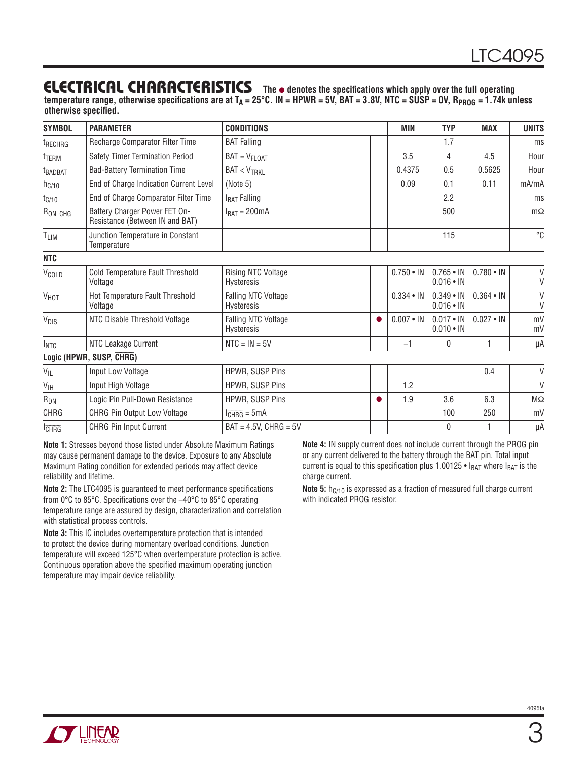## ELECTRICAL CHARACTERISTICS

**The ● denotes the specifications which apply over the full operating temperature range, otherwise specifications are at $T_A = 25°C$. IN = HPWR = 5V, BAT = 3.8V, NTC = SUSP = 0V, $R_{PROG}$ = 1.74k unless otherwise specified.**

| SYMBOL | PARAMETER | CONDITIONS | | MIN | TYP | MAX | UNITS |
|---|---|---|---|---|---|---|---|
| $t_{RECHRG}$ | Recharge Comparator Filter Time | BAT Falling | | | 1.7 | | ms |
| $t_{TERM}$ | Safety Timer Termination Period | BAT = $V_{FLOAT}$ | | 3.5 | 4 | 4.5 | Hour |
| $t_{BADBAT}$ | Bad-Battery Termination Time | BAT < $V_{TRKL}$ | | 0.4375 | 0.5 | 0.5625 | Hour |
| $h_{C/10}$ | End of Charge Indication Current Level | (Note 5) | | 0.09 | 0.1 | 0.11 | mA/mA |
| $t_{C/10}$ | End of Charge Comparator Filter Time | $I_{BAT}$ Falling | | | 2.2 | | ms |
| $R_{ON\_CHG}$ | Battery Charger Power FET On-Resistance (Between IN and BAT) | $I_{BAT}$ = 200mA | | | 500 | | mΩ |
| $T_{LIM}$ | Junction Temperature in Constant Temperature | | | | 115 | | °C |
| **NTC** | | | | | | | |
| $V_{COLD}$ | Cold Temperature Fault Threshold Voltage | Rising NTC Voltage<br>Hysteresis | | 0.750 • IN | 0.765 • IN<br>0.016 • IN | 0.780 • IN | V<br>V |
| $V_{HOT}$ | Hot Temperature Fault Threshold Voltage | Falling NTC Voltage<br>Hysteresis | | 0.334 • IN | 0.349 • IN<br>0.016 • IN | 0.364 • IN | V<br>V |
| $V_{DIS}$ | NTC Disable Threshold Voltage | Falling NTC Voltage<br>Hysteresis | ● | 0.007 • IN | 0.017 • IN<br>0.010 • IN | 0.027 • IN | mV<br>mV |
| $I_{NTC}$ | NTC Leakage Current | NTC = IN = 5V | | –1 | 0 | 1 | µA |
| **Logic (HPWR, SUSP, $\overline{CHRG}$)** | | | | | | | |
| $V_{IL}$ | Input Low Voltage | HPWR, SUSP Pins | | | | 0.4 | V |
| $V_{IH}$ | Input High Voltage | HPWR, SUSP Pins | | 1.2 | | | V |
| $R_{DN}$ | Logic Pin Pull-Down Resistance | HPWR, SUSP Pins | ● | 1.9 | 3.6 | 6.3 | MΩ |
| $\overline{CHRG}$ | $\overline{CHRG}$ Pin Output Low Voltage | $I_{\overline{CHRG}}$ = 5mA | | | 100 | 250 | mV |
| $I_{\overline{CHRG}}$ | $\overline{CHRG}$ Pin Input Current | BAT = 4.5V, $\overline{CHRG}$ = 5V | | | 0 | 1 | µA |

**Note 1:** Stresses beyond those listed under Absolute Maximum Ratings may cause permanent damage to the device. Exposure to any Absolute Maximum Rating condition for extended periods may affect device reliability and lifetime.

**Note 2:** The LTC4095 is guaranteed to meet performance specifications from 0°C to 85°C. Specifications over the –40°C to 85°C operating temperature range are assured by design, characterization and correlation with statistical process controls.

**Note 3:** This IC includes overtemperature protection that is intended to protect the device during momentary overload conditions. Junction temperature will exceed 125°C when overtemperature protection is active. Continuous operation above the specified maximum operating junction temperature may impair device reliability.

**Note 4:** IN supply current does not include current through the PROG pin or any current delivered to the battery through the BAT pin. Total input current is equal to this specification plus 1.00125 • $I_{BAT}$ where $I_{BAT}$ is the charge current.

**Note 5:** $h_{C/10}$ is expressed as a fraction of measured full charge current with indicated PROG resistor.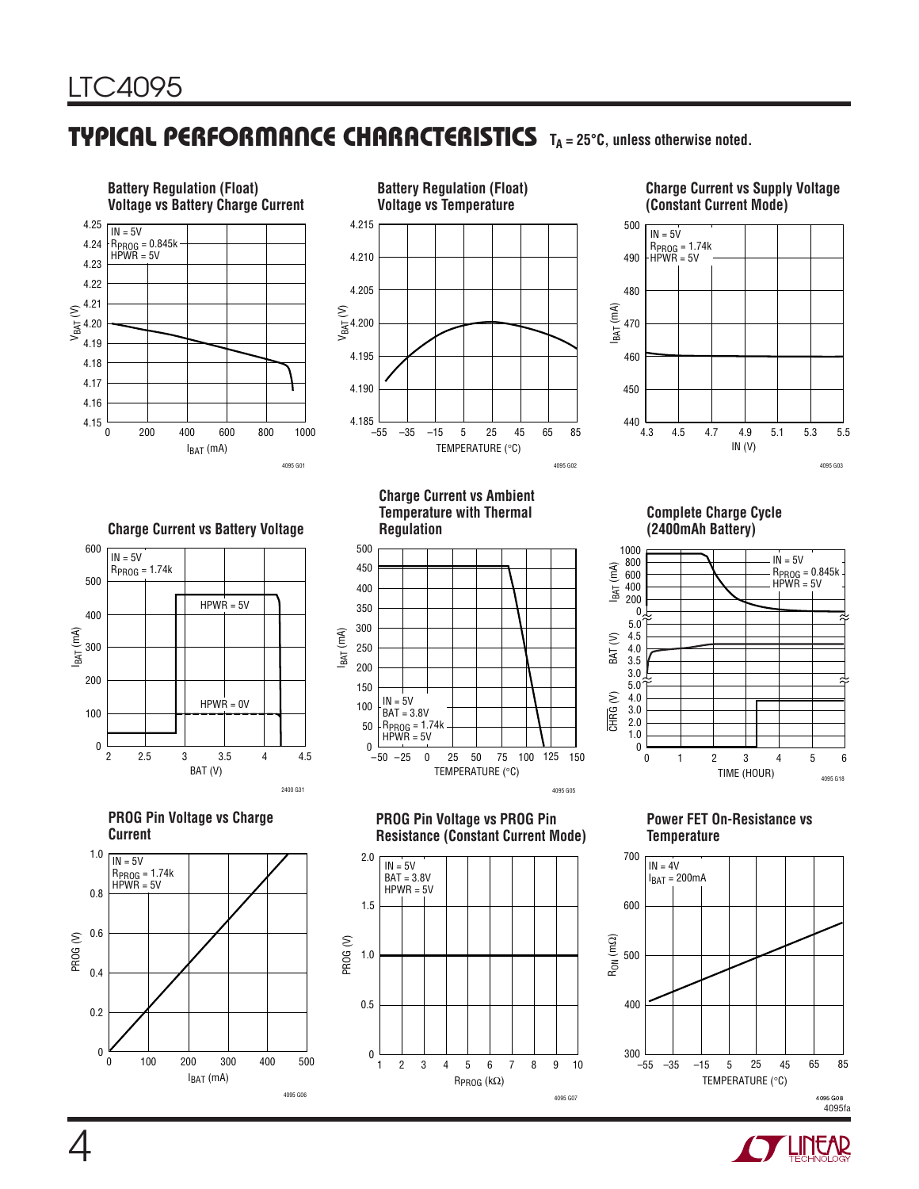## TYPICAL PERFORMANCE CHARACTERISTICS $T_A = 25°C$, unless otherwise noted.

**Battery Regulation (Float) Voltage vs Battery Charge Current**

IN = 5V
$R_{PROG}$ = 0.845k
HPWR = 5V

4095 G01

**Battery Regulation (Float) Voltage vs Temperature**

4095 G02

**Charge Current vs Supply Voltage (Constant Current Mode)**

IN = 5V
$R_{PROG}$ = 1.74k
HPWR = 5V

4095 G03

**Charge Current vs Battery Voltage**

IN = 5V
$R_{PROG}$ = 1.74k
HPWR = 5V
HPWR = 0V

2400 G31

**Charge Current vs Ambient Temperature with Thermal Regulation**

IN = 5V
BAT = 3.8V
$R_{PROG}$ = 1.74k
HPWR = 5V

4095 G05

**Complete Charge Cycle (2400mAh Battery)**

IN = 5V
$R_{PROG}$ = 0.845k
HPWR = 5V

4095 G18

**PROG Pin Voltage vs Charge Current**

IN = 5V
$R_{PROG}$ = 1.74k
HPWR = 5V

4095 G06

**PROG Pin Voltage vs PROG Pin Resistance (Constant Current Mode)**

IN = 5V
BAT = 3.8V
HPWR = 5V

4095 G07

**Power FET On-Resistance vs Temperature**

IN = 4V
$I_{BAT}$ = 200mA

4095 G08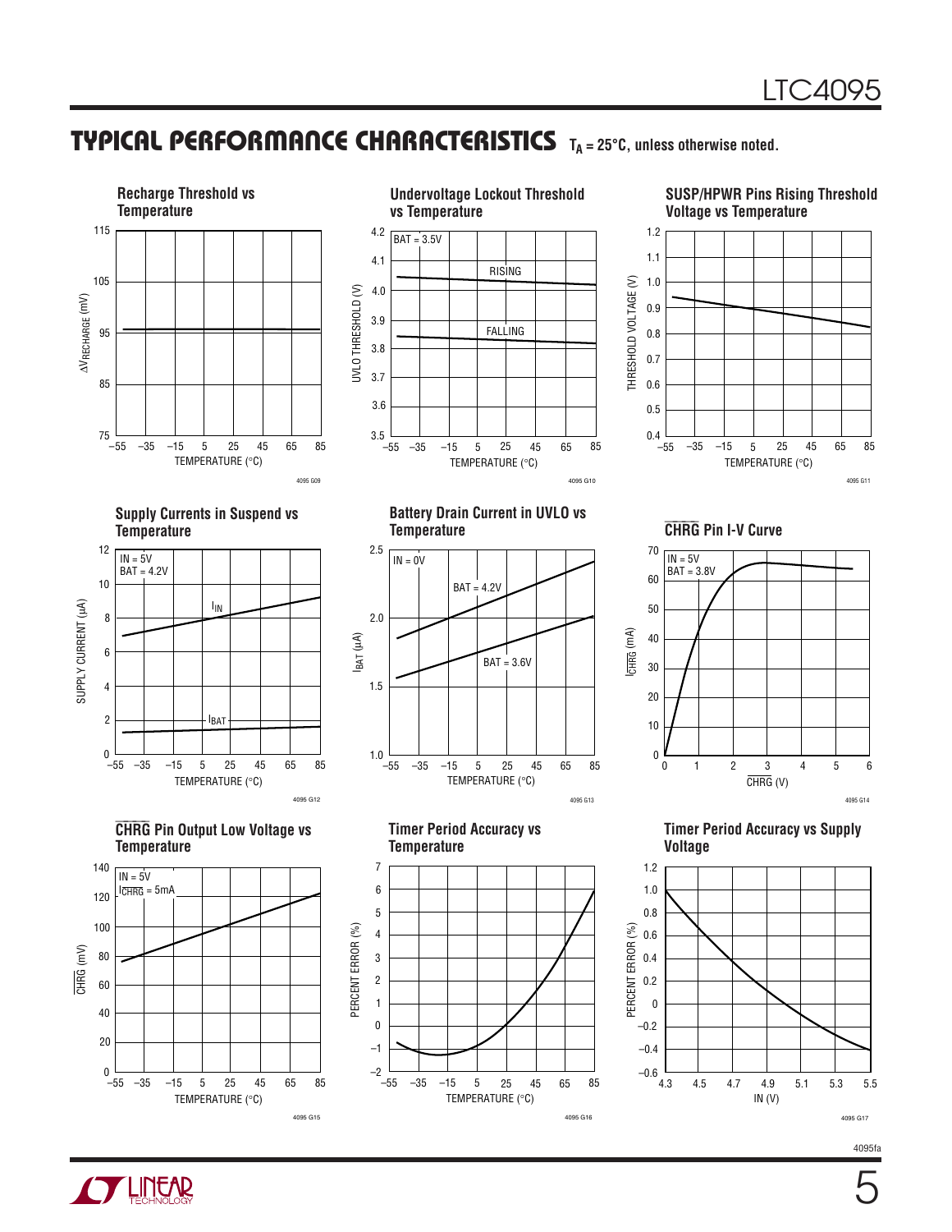## TYPICAL PERFORMANCE CHARACTERISTICS

$T_A = 25°C$, unless otherwise noted.

**Recharge Threshold vs Temperature**

$\Delta V_{RECHARGE}$ (mV) vs TEMPERATURE (°C)

4095 G09

**Undervoltage Lockout Threshold vs Temperature**

BAT = 3.5V; RISING; FALLING

UVLO THRESHOLD (V) vs TEMPERATURE (°C)

4095 G10

**SUSP/HPWR Pins Rising Threshold Voltage vs Temperature**

THRESHOLD VOLTAGE (V) vs TEMPERATURE (°C)

4095 G11

**Supply Currents in Suspend vs Temperature**

IN = 5V, BAT = 4.2V; $I_{IN}$; $I_{BAT}$

SUPPLY CURRENT (µA) vs TEMPERATURE (°C)

4095 G12

**Battery Drain Current in UVLO vs Temperature**

IN = 0V; BAT = 4.2V; BAT = 3.6V

$I_{BAT}$ (µA) vs TEMPERATURE (°C)

4095 G13

**CHRG Pin I-V Curve**

IN = 5V, BAT = 3.8V

$I_{\overline{CHRG}}$ (mA) vs $\overline{CHRG}$ (V)

4095 G14

**CHRG Pin Output Low Voltage vs Temperature**

IN = 5V, $I_{\overline{CHRG}}$ = 5mA

$\overline{CHRG}$ (mV) vs TEMPERATURE (°C)

4095 G15

**Timer Period Accuracy vs Temperature**

PERCENT ERROR (%) vs TEMPERATURE (°C)

4095 G16

**Timer Period Accuracy vs Supply Voltage**

PERCENT ERROR (%) vs IN (V)

4095 G17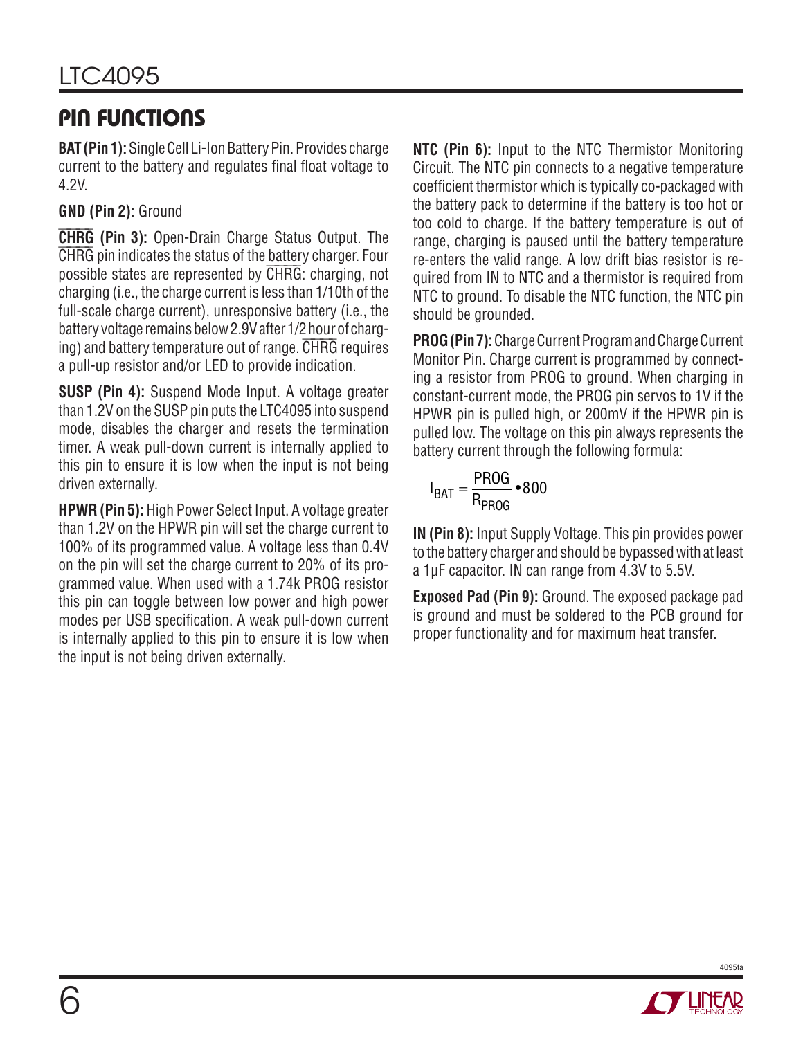## PIN FUNCTIONS

**BAT (Pin 1):** Single Cell Li-Ion Battery Pin. Provides charge current to the battery and regulates final float voltage to 4.2V.

**GND (Pin 2):** Ground

**$\overline{\text{CHRG}}$ (Pin 3):** Open-Drain Charge Status Output. The $\overline{\text{CHRG}}$ pin indicates the status of the battery charger. Four possible states are represented by $\overline{\text{CHRG}}$: charging, not charging (i.e., the charge current is less than 1/10th of the full-scale charge current), unresponsive battery (i.e., the battery voltage remains below 2.9V after 1/2 hour of charging) and battery temperature out of range. $\overline{\text{CHRG}}$ requires a pull-up resistor and/or LED to provide indication.

**SUSP (Pin 4):** Suspend Mode Input. A voltage greater than 1.2V on the SUSP pin puts the LTC4095 into suspend mode, disables the charger and resets the termination timer. A weak pull-down current is internally applied to this pin to ensure it is low when the input is not being driven externally.

**HPWR (Pin 5):** High Power Select Input. A voltage greater than 1.2V on the HPWR pin will set the charge current to 100% of its programmed value. A voltage less than 0.4V on the pin will set the charge current to 20% of its programmed value. When used with a 1.74k PROG resistor this pin can toggle between low power and high power modes per USB specification. A weak pull-down current is internally applied to this pin to ensure it is low when the input is not being driven externally.

**NTC (Pin 6):** Input to the NTC Thermistor Monitoring Circuit. The NTC pin connects to a negative temperature coefficient thermistor which is typically co-packaged with the battery pack to determine if the battery is too hot or too cold to charge. If the battery temperature is out of range, charging is paused until the battery temperature re-enters the valid range. A low drift bias resistor is required from IN to NTC and a thermistor is required from NTC to ground. To disable the NTC function, the NTC pin should be grounded.

**PROG (Pin 7):** Charge Current Program and Charge Current Monitor Pin. Charge current is programmed by connecting a resistor from PROG to ground. When charging in constant-current mode, the PROG pin servos to 1V if the HPWR pin is pulled high, or 200mV if the HPWR pin is pulled low. The voltage on this pin always represents the battery current through the following formula:

$$I_{BAT} = \frac{PROG}{R_{PROG}} \cdot 800$$

**IN (Pin 8):** Input Supply Voltage. This pin provides power to the battery charger and should be bypassed with at least a 1μF capacitor. IN can range from 4.3V to 5.5V.

**Exposed Pad (Pin 9):** Ground. The exposed package pad is ground and must be soldered to the PCB ground for proper functionality and for maximum heat transfer.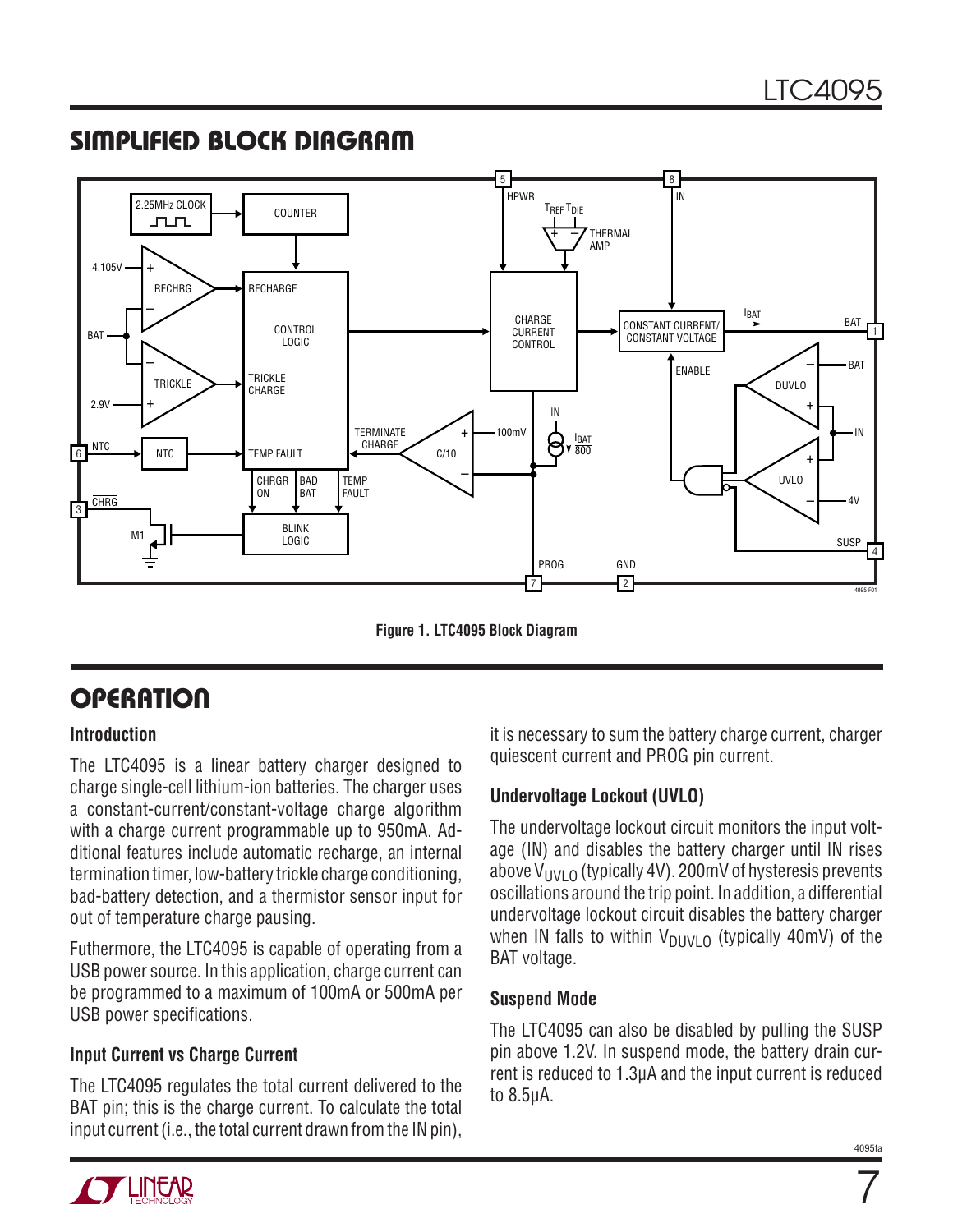## SIMPLIFIED BLOCK DIAGRAM

Figure 1. LTC4095 Block Diagram

## OPERATION

### Introduction

The LTC4095 is a linear battery charger designed to charge single-cell lithium-ion batteries. The charger uses a constant-current/constant-voltage charge algorithm with a charge current programmable up to 950mA. Additional features include automatic recharge, an internal termination timer, low-battery trickle charge conditioning, bad-battery detection, and a thermistor sensor input for out of temperature charge pausing.

Futhermore, the LTC4095 is capable of operating from a USB power source. In this application, charge current can be programmed to a maximum of 100mA or 500mA per USB power specifications.

### Input Current vs Charge Current

The LTC4095 regulates the total current delivered to the BAT pin; this is the charge current. To calculate the total input current (i.e., the total current drawn from the IN pin), it is necessary to sum the battery charge current, charger quiescent current and PROG pin current.

### Undervoltage Lockout (UVLO)

The undervoltage lockout circuit monitors the input voltage (IN) and disables the battery charger until IN rises above $V_{UVLO}$ (typically 4V). 200mV of hysteresis prevents oscillations around the trip point. In addition, a differential undervoltage lockout circuit disables the battery charger when IN falls to within $V_{DUVLO}$ (typically 40mV) of the BAT voltage.

### Suspend Mode

The LTC4095 can also be disabled by pulling the SUSP pin above 1.2V. In suspend mode, the battery drain current is reduced to 1.3µA and the input current is reduced to 8.5µA.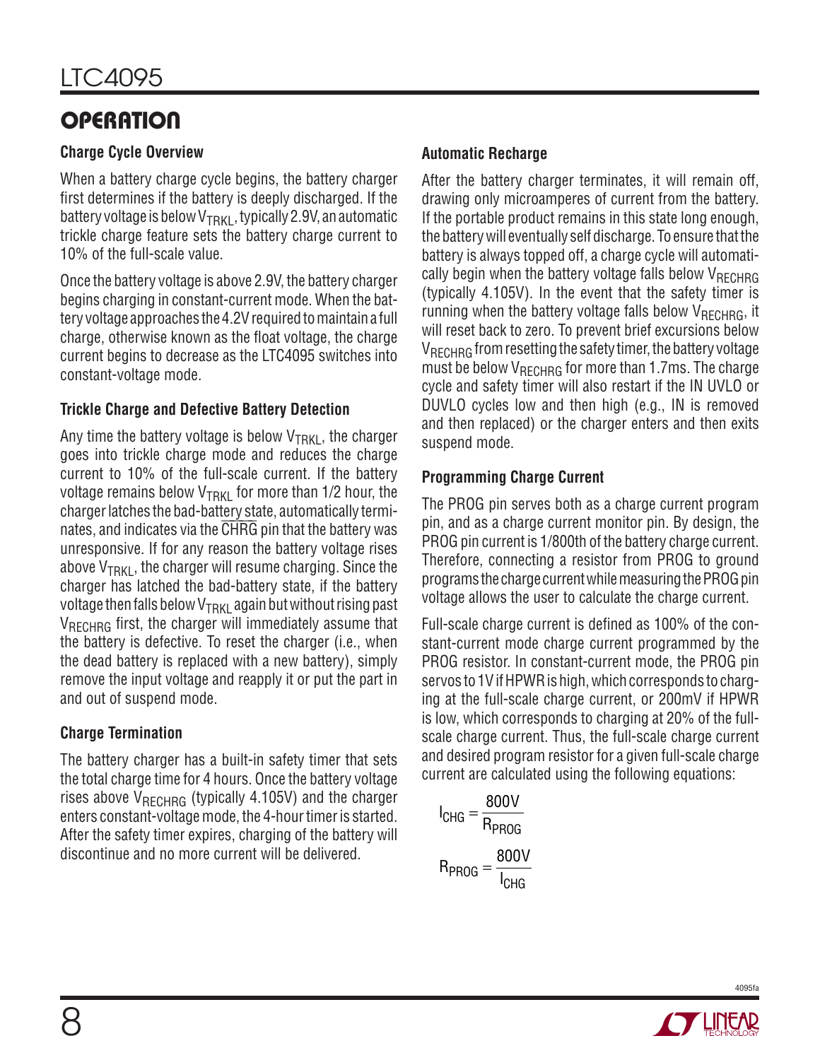## OPERATION

### Charge Cycle Overview

When a battery charge cycle begins, the battery charger first determines if the battery is deeply discharged. If the battery voltage is below $V_{TRKL}$, typically 2.9V, an automatic trickle charge feature sets the battery charge current to 10% of the full-scale value.

Once the battery voltage is above 2.9V, the battery charger begins charging in constant-current mode. When the battery voltage approaches the 4.2V required to maintain a full charge, otherwise known as the float voltage, the charge current begins to decrease as the LTC4095 switches into constant-voltage mode.

### Trickle Charge and Defective Battery Detection

Any time the battery voltage is below $V_{TRKL}$, the charger goes into trickle charge mode and reduces the charge current to 10% of the full-scale current. If the battery voltage remains below $V_{TRKL}$ for more than 1/2 hour, the charger latches the bad-battery state, automatically terminates, and indicates via the $\overline{CHRG}$ pin that the battery was unresponsive. If for any reason the battery voltage rises above $V_{TRKL}$, the charger will resume charging. Since the charger has latched the bad-battery state, if the battery voltage then falls below $V_{TRKL}$ again but without rising past $V_{RECHRG}$ first, the charger will immediately assume that the battery is defective. To reset the charger (i.e., when the dead battery is replaced with a new battery), simply remove the input voltage and reapply it or put the part in and out of suspend mode.

### Charge Termination

The battery charger has a built-in safety timer that sets the total charge time for 4 hours. Once the battery voltage rises above $V_{RECHRG}$ (typically 4.105V) and the charger enters constant-voltage mode, the 4-hour timer is started. After the safety timer expires, charging of the battery will discontinue and no more current will be delivered.

### Automatic Recharge

After the battery charger terminates, it will remain off, drawing only microamperes of current from the battery. If the portable product remains in this state long enough, the battery will eventually self discharge. To ensure that the battery is always topped off, a charge cycle will automatically begin when the battery voltage falls below $V_{RECHRG}$ (typically 4.105V). In the event that the safety timer is running when the battery voltage falls below $V_{RECHRG}$, it will reset back to zero. To prevent brief excursions below $V_{RECHRG}$ from resetting the safety timer, the battery voltage must be below $V_{RECHRG}$ for more than 1.7ms. The charge cycle and safety timer will also restart if the IN UVLO or DUVLO cycles low and then high (e.g., IN is removed and then replaced) or the charger enters and then exits suspend mode.

### Programming Charge Current

The PROG pin serves both as a charge current program pin, and as a charge current monitor pin. By design, the PROG pin current is 1/800th of the battery charge current. Therefore, connecting a resistor from PROG to ground programs the charge current while measuring the PROG pin voltage allows the user to calculate the charge current.

Full-scale charge current is defined as 100% of the constant-current mode charge current programmed by the PROG resistor. In constant-current mode, the PROG pin servos to 1V if HPWR is high, which corresponds to charging at the full-scale charge current, or 200mV if HPWR is low, which corresponds to charging at 20% of the full-scale charge current. Thus, the full-scale charge current and desired program resistor for a given full-scale charge current are calculated using the following equations:

$$I_{CHG} = \frac{800V}{R_{PROG}}$$

$$R_{PROG} = \frac{800V}{I_{CHG}}$$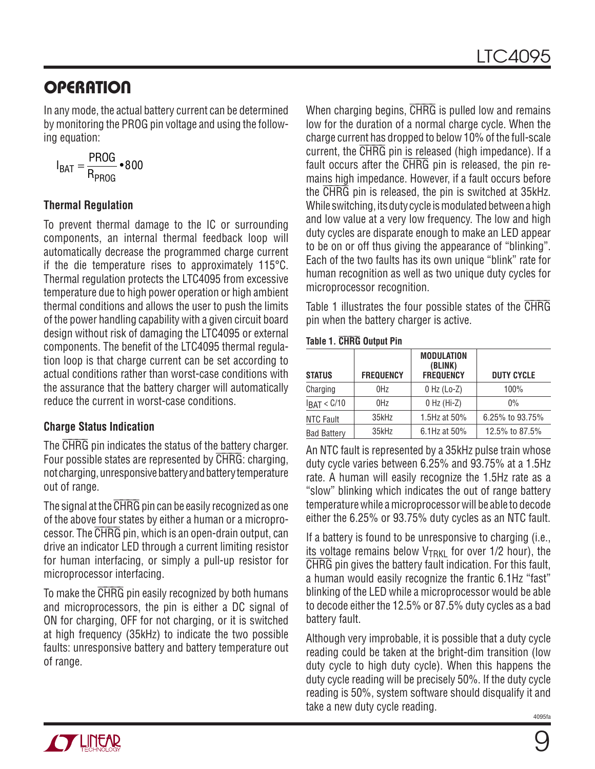## OPERATION

In any mode, the actual battery current can be determined by monitoring the PROG pin voltage and using the following equation:

$$I_{BAT} = \frac{PROG}{R_{PROG}} \cdot 800$$

### Thermal Regulation

To prevent thermal damage to the IC or surrounding components, an internal thermal feedback loop will automatically decrease the programmed charge current if the die temperature rises to approximately 115°C. Thermal regulation protects the LTC4095 from excessive temperature due to high power operation or high ambient thermal conditions and allows the user to push the limits of the power handling capability with a given circuit board design without risk of damaging the LTC4095 or external components. The benefit of the LTC4095 thermal regulation loop is that charge current can be set according to actual conditions rather than worst-case conditions with the assurance that the battery charger will automatically reduce the current in worst-case conditions.

### Charge Status Indication

The $\overline{CHRG}$ pin indicates the status of the battery charger. Four possible states are represented by $\overline{CHRG}$: charging, not charging, unresponsive battery and battery temperature out of range.

The signal at the $\overline{CHRG}$ pin can be easily recognized as one of the above four states by either a human or a microprocessor. The $\overline{CHRG}$ pin, which is an open-drain output, can drive an indicator LED through a current limiting resistor for human interfacing, or simply a pull-up resistor for microprocessor interfacing.

To make the $\overline{CHRG}$ pin easily recognized by both humans and microprocessors, the pin is either a DC signal of ON for charging, OFF for not charging, or it is switched at high frequency (35kHz) to indicate the two possible faults: unresponsive battery and battery temperature out of range.

When charging begins, $\overline{CHRG}$ is pulled low and remains low for the duration of a normal charge cycle. When the charge current has dropped to below 10% of the full-scale current, the $\overline{CHRG}$ pin is released (high impedance). If a fault occurs after the $\overline{CHRG}$ pin is released, the pin remains high impedance. However, if a fault occurs before the $\overline{CHRG}$ pin is released, the pin is switched at 35kHz. While switching, its duty cycle is modulated between a high and low value at a very low frequency. The low and high duty cycles are disparate enough to make an LED appear to be on or off thus giving the appearance of "blinking". Each of the two faults has its own unique "blink" rate for human recognition as well as two unique duty cycles for microprocessor recognition.

Table 1 illustrates the four possible states of the $\overline{CHRG}$ pin when the battery charger is active.

**Table 1. $\overline{CHRG}$ Output Pin**

| STATUS | FREQUENCY | MODULATION (BLINK) FREQUENCY | DUTY CYCLE |
|---|---|---|---|
| Charging | 0Hz | 0 Hz (Lo-Z) | 100% |
| $I_{BAT}$ < C/10 | 0Hz | 0 Hz (Hi-Z) | 0% |
| NTC Fault | 35kHz | 1.5Hz at 50% | 6.25% to 93.75% |
| Bad Battery | 35kHz | 6.1Hz at 50% | 12.5% to 87.5% |

An NTC fault is represented by a 35kHz pulse train whose duty cycle varies between 6.25% and 93.75% at a 1.5Hz rate. A human will easily recognize the 1.5Hz rate as a "slow" blinking which indicates the out of range battery temperature while a microprocessor will be able to decode either the 6.25% or 93.75% duty cycles as an NTC fault.

If a battery is found to be unresponsive to charging (i.e., its voltage remains below $V_{TRKL}$ for over 1/2 hour), the $\overline{CHRG}$ pin gives the battery fault indication. For this fault, a human would easily recognize the frantic 6.1Hz "fast" blinking of the LED while a microprocessor would be able to decode either the 12.5% or 87.5% duty cycles as a bad battery fault.

Although very improbable, it is possible that a duty cycle reading could be taken at the bright-dim transition (low duty cycle to high duty cycle). When this happens the duty cycle reading will be precisely 50%. If the duty cycle reading is 50%, system software should disqualify it and take a new duty cycle reading.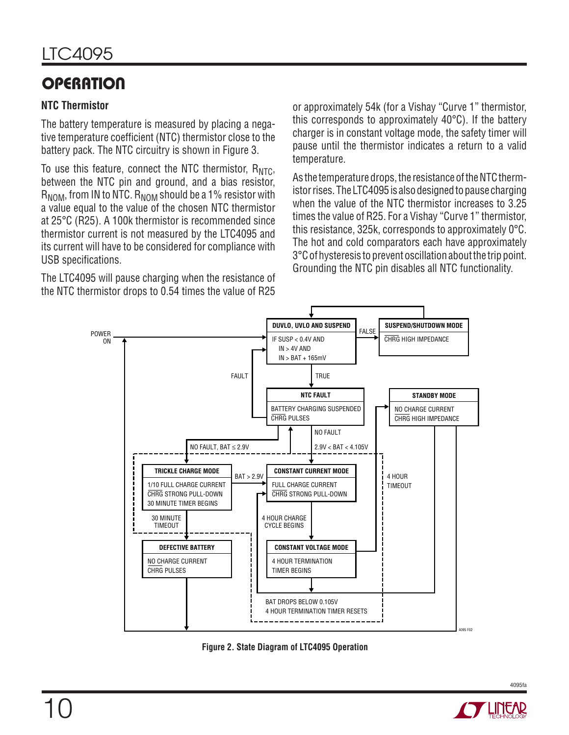# OPERATION

### NTC Thermistor

The battery temperature is measured by placing a negative temperature coefficient (NTC) thermistor close to the battery pack. The NTC circuitry is shown in Figure 3.

To use this feature, connect the NTC thermistor, $R_{NTC}$, between the NTC pin and ground, and a bias resistor, $R_{NOM}$, from IN to NTC. $R_{NOM}$ should be a 1% resistor with a value equal to the value of the chosen NTC thermistor at 25°C (R25). A 100k thermistor is recommended since thermistor current is not measured by the LTC4095 and its current will have to be considered for compliance with USB specifications.

The LTC4095 will pause charging when the resistance of the NTC thermistor drops to 0.54 times the value of R25 or approximately 54k (for a Vishay "Curve 1" thermistor, this corresponds to approximately 40°C). If the battery charger is in constant voltage mode, the safety timer will pause until the thermistor indicates a return to a valid temperature.

As the temperature drops, the resistance of the NTC thermistor rises. The LTC4095 is also designed to pause charging when the value of the NTC thermistor increases to 3.25 times the value of R25. For a Vishay "Curve 1" thermistor, this resistance, 325k, corresponds to approximately 0°C. The hot and cold comparators each have approximately 3°C of hysteresis to prevent oscillation about the trip point. Grounding the NTC pin disables all NTC functionality.

Figure 2. State Diagram of LTC4095 Operation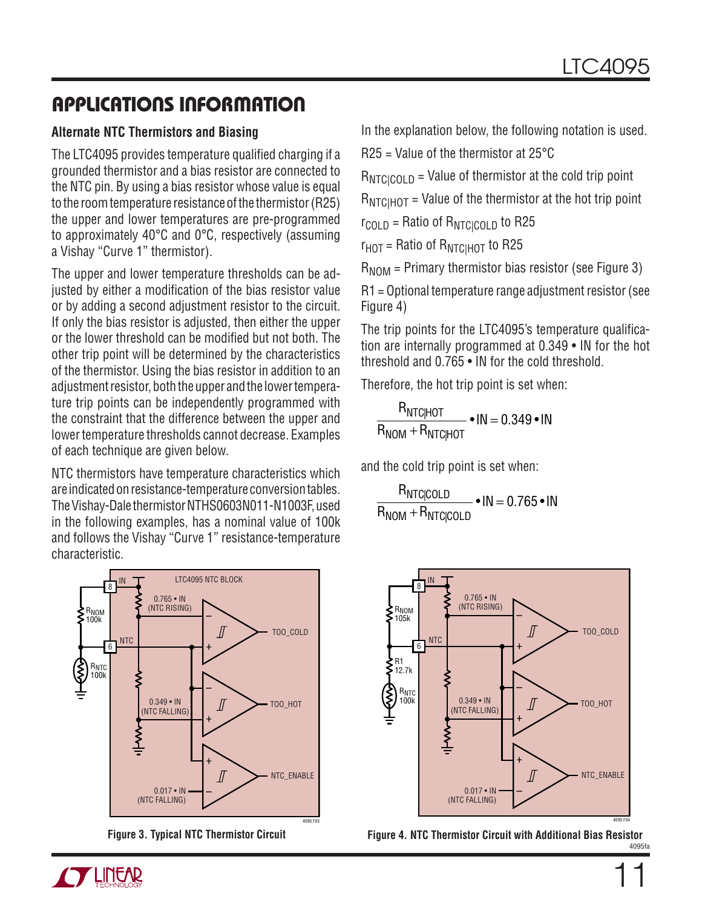## APPLICATIONS INFORMATION

### Alternate NTC Thermistors and Biasing

The LTC4095 provides temperature qualified charging if a grounded thermistor and a bias resistor are connected to the NTC pin. By using a bias resistor whose value is equal to the room temperature resistance of the thermistor (R25) the upper and lower temperatures are pre-programmed to approximately 40°C and 0°C, respectively (assuming a Vishay "Curve 1" thermistor).

The upper and lower temperature thresholds can be adjusted by either a modification of the bias resistor value or by adding a second adjustment resistor to the circuit. If only the bias resistor is adjusted, then either the upper or the lower threshold can be modified but not both. The other trip point will be determined by the characteristics of the thermistor. Using the bias resistor in addition to an adjustment resistor, both the upper and the lower temperature trip points can be independently programmed with the constraint that the difference between the upper and lower temperature thresholds cannot decrease. Examples of each technique are given below.

NTC thermistors have temperature characteristics which are indicated on resistance-temperature conversion tables. The Vishay-Dale thermistor NTHS0603N011-N1003F, used in the following examples, has a nominal value of 100k and follows the Vishay "Curve 1" resistance-temperature characteristic.

Figure 3. Typical NTC Thermistor Circuit

In the explanation below, the following notation is used.

R25 = Value of the thermistor at 25°C

$R_{NTC|COLD}$ = Value of thermistor at the cold trip point

$R_{NTC|HOT}$ = Value of the thermistor at the hot trip point

$r_{COLD}$ = Ratio of $R_{NTC|COLD}$ to R25

$r_{HOT}$ = Ratio of $R_{NTC|HOT}$ to R25

$R_{NOM}$ = Primary thermistor bias resistor (see Figure 3)

R1 = Optional temperature range adjustment resistor (see Figure 4)

The trip points for the LTC4095's temperature qualification are internally programmed at 0.349 • IN for the hot threshold and 0.765 • IN for the cold threshold.

Therefore, the hot trip point is set when:

$$\frac{R_{NTC|HOT}}{R_{NOM} + R_{NTC|HOT}} \bullet IN = 0.349 \bullet IN$$

and the cold trip point is set when:

$$\frac{R_{NTC|COLD}}{R_{NOM} + R_{NTC|COLD}} \bullet IN = 0.765 \bullet IN$$

Figure 4. NTC Thermistor Circuit with Additional Bias Resistor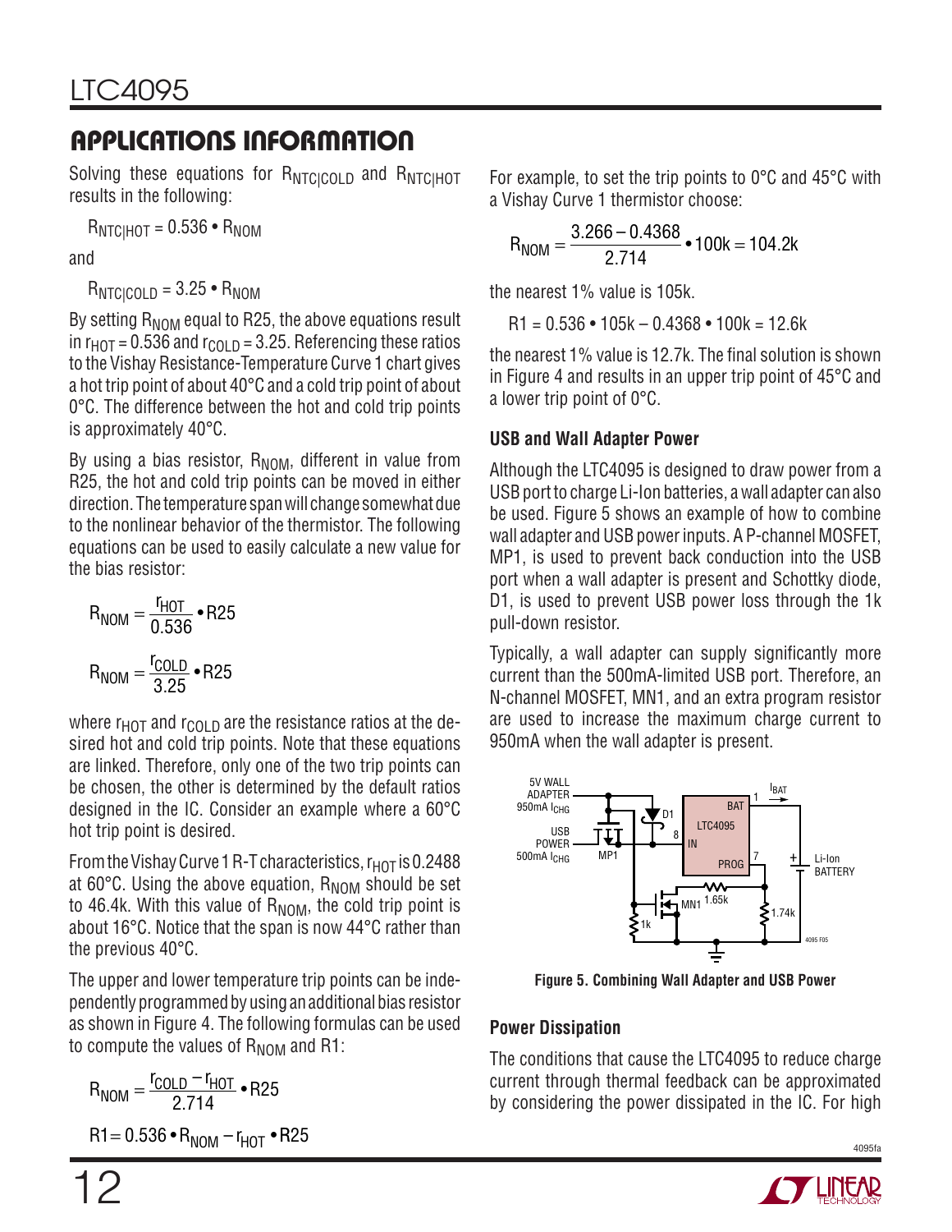## APPLICATIONS INFORMATION

Solving these equations for $R_{NTC|COLD}$ and $R_{NTC|HOT}$ results in the following:

$R_{NTC|HOT} = 0.536 \cdot R_{NOM}$

and

$R_{NTC|COLD} = 3.25 \cdot R_{NOM}$

By setting $R_{NOM}$ equal to R25, the above equations result in $r_{HOT} = 0.536$ and $r_{COLD} = 3.25$. Referencing these ratios to the Vishay Resistance-Temperature Curve 1 chart gives a hot trip point of about 40°C and a cold trip point of about 0°C. The difference between the hot and cold trip points is approximately 40°C.

By using a bias resistor, $R_{NOM}$, different in value from R25, the hot and cold trip points can be moved in either direction. The temperature span will change somewhat due to the nonlinear behavior of the thermistor. The following equations can be used to easily calculate a new value for the bias resistor:

$$R_{NOM} = \frac{r_{HOT}}{0.536} \cdot R25$$

$$R_{NOM} = \frac{r_{COLD}}{3.25} \cdot R25$$

where $r_{HOT}$ and $r_{COLD}$ are the resistance ratios at the desired hot and cold trip points. Note that these equations are linked. Therefore, only one of the two trip points can be chosen, the other is determined by the default ratios designed in the IC. Consider an example where a 60°C hot trip point is desired.

From the Vishay Curve 1 R-T characteristics, $r_{HOT}$ is 0.2488 at 60°C. Using the above equation, $R_{NOM}$ should be set to 46.4k. With this value of $R_{NOM}$, the cold trip point is about 16°C. Notice that the span is now 44°C rather than the previous 40°C.

The upper and lower temperature trip points can be independently programmed by using an additional bias resistor as shown in Figure 4. The following formulas can be used to compute the values of $R_{NOM}$ and R1:

$$R_{NOM} = \frac{r_{COLD} - r_{HOT}}{2.714} \cdot R25$$

$$R1 = 0.536 \cdot R_{NOM} - r_{HOT} \cdot R25$$

For example, to set the trip points to 0°C and 45°C with a Vishay Curve 1 thermistor choose:

$$R_{NOM} = \frac{3.266 - 0.4368}{2.714} \cdot 100k = 104.2k$$

the nearest 1% value is 105k.

$R1 = 0.536 \cdot 105k - 0.4368 \cdot 100k = 12.6k$

the nearest 1% value is 12.7k. The final solution is shown in Figure 4 and results in an upper trip point of 45°C and a lower trip point of 0°C.

### USB and Wall Adapter Power

Although the LTC4095 is designed to draw power from a USB port to charge Li-Ion batteries, a wall adapter can also be used. Figure 5 shows an example of how to combine wall adapter and USB power inputs. A P-channel MOSFET, MP1, is used to prevent back conduction into the USB port when a wall adapter is present and Schottky diode, D1, is used to prevent USB power loss through the 1k pull-down resistor.

Typically, a wall adapter can supply significantly more current than the 500mA-limited USB port. Therefore, an N-channel MOSFET, MN1, and an extra program resistor are used to increase the maximum charge current to 950mA when the wall adapter is present.

**Figure 5. Combining Wall Adapter and USB Power**

### Power Dissipation

The conditions that cause the LTC4095 to reduce charge current through thermal feedback can be approximated by considering the power dissipated in the IC. For high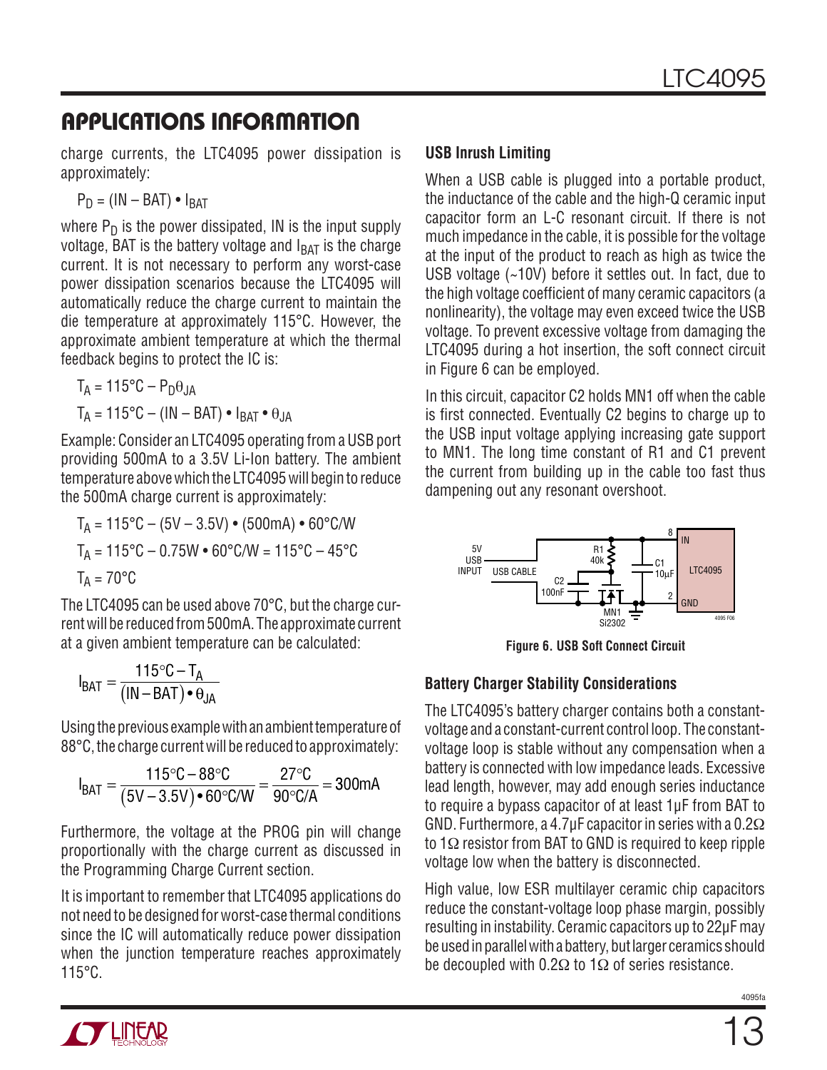## APPLICATIONS INFORMATION

charge currents, the LTC4095 power dissipation is approximately:

$$P_D = (IN - BAT) \bullet I_{BAT}$$

where $P_D$ is the power dissipated, IN is the input supply voltage, BAT is the battery voltage and $I_{BAT}$ is the charge current. It is not necessary to perform any worst-case power dissipation scenarios because the LTC4095 will automatically reduce the charge current to maintain the die temperature at approximately 115°C. However, the approximate ambient temperature at which the thermal feedback begins to protect the IC is:

$$T_A = 115°C - P_D\theta_{JA}$$

$$T_A = 115°C - (IN - BAT) \bullet I_{BAT} \bullet \theta_{JA}$$

Example: Consider an LTC4095 operating from a USB port providing 500mA to a 3.5V Li-Ion battery. The ambient temperature above which the LTC4095 will begin to reduce the 500mA charge current is approximately:

$$T_A = 115°C - (5V - 3.5V) \bullet (500mA) \bullet 60°C/W$$

$$T_A = 115°C - 0.75W \bullet 60°C/W = 115°C - 45°C$$

$$T_A = 70°C$$

The LTC4095 can be used above 70°C, but the charge current will be reduced from 500mA. The approximate current at a given ambient temperature can be calculated:

$$I_{BAT} = \frac{115°C - T_A}{(IN - BAT) \bullet \theta_{JA}}$$

Using the previous example with an ambient temperature of 88°C, the charge current will be reduced to approximately:

$$I_{BAT} = \frac{115°C - 88°C}{(5V - 3.5V) \bullet 60°C/W} = \frac{27°C}{90°C/A} = 300mA$$

Furthermore, the voltage at the PROG pin will change proportionally with the charge current as discussed in the Programming Charge Current section.

It is important to remember that LTC4095 applications do not need to be designed for worst-case thermal conditions since the IC will automatically reduce power dissipation when the junction temperature reaches approximately 115°C.

### USB Inrush Limiting

When a USB cable is plugged into a portable product, the inductance of the cable and the high-Q ceramic input capacitor form an L-C resonant circuit. If there is not much impedance in the cable, it is possible for the voltage at the input of the product to reach as high as twice the USB voltage (~10V) before it settles out. In fact, due to the high voltage coefficient of many ceramic capacitors (a nonlinearity), the voltage may even exceed twice the USB voltage. To prevent excessive voltage from damaging the LTC4095 during a hot insertion, the soft connect circuit in Figure 6 can be employed.

In this circuit, capacitor C2 holds MN1 off when the cable is first connected. Eventually C2 begins to charge up to the USB input voltage applying increasing gate support to MN1. The long time constant of R1 and C1 prevent the current from building up in the cable too fast thus dampening out any resonant overshoot.

Figure 6. USB Soft Connect Circuit

### Battery Charger Stability Considerations

The LTC4095's battery charger contains both a constant-voltage and a constant-current control loop. The constant-voltage loop is stable without any compensation when a battery is connected with low impedance leads. Excessive lead length, however, may add enough series inductance to require a bypass capacitor of at least 1µF from BAT to GND. Furthermore, a 4.7µF capacitor in series with a 0.2Ω to 1Ω resistor from BAT to GND is required to keep ripple voltage low when the battery is disconnected.

High value, low ESR multilayer ceramic chip capacitors reduce the constant-voltage loop phase margin, possibly resulting in instability. Ceramic capacitors up to 22µF may be used in parallel with a battery, but larger ceramics should be decoupled with 0.2Ω to 1Ω of series resistance.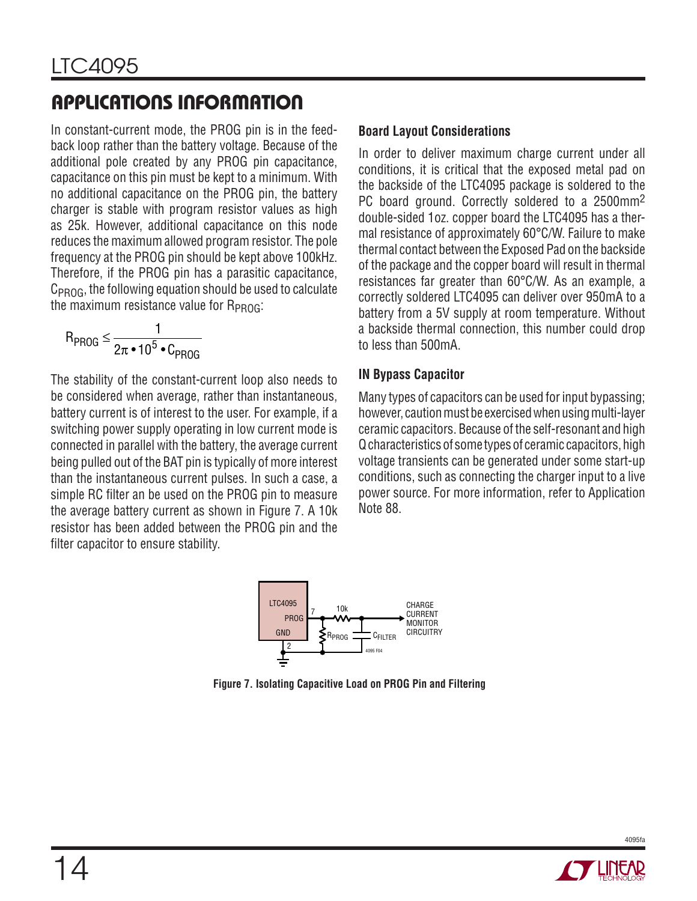## APPLICATIONS INFORMATION

In constant-current mode, the PROG pin is in the feedback loop rather than the battery voltage. Because of the additional pole created by any PROG pin capacitance, capacitance on this pin must be kept to a minimum. With no additional capacitance on the PROG pin, the battery charger is stable with program resistor values as high as 25k. However, additional capacitance on this node reduces the maximum allowed program resistor. The pole frequency at the PROG pin should be kept above 100kHz. Therefore, if the PROG pin has a parasitic capacitance, $C_{PROG}$, the following equation should be used to calculate the maximum resistance value for $R_{PROG}$:

$$R_{PROG} \leq \frac{1}{2\pi \cdot 10^5 \cdot C_{PROG}}$$

The stability of the constant-current loop also needs to be considered when average, rather than instantaneous, battery current is of interest to the user. For example, if a switching power supply operating in low current mode is connected in parallel with the battery, the average current being pulled out of the BAT pin is typically of more interest than the instantaneous current pulses. In such a case, a simple RC filter an be used on the PROG pin to measure the average battery current as shown in Figure 7. A 10k resistor has been added between the PROG pin and the filter capacitor to ensure stability.

### Board Layout Considerations

In order to deliver maximum charge current under all conditions, it is critical that the exposed metal pad on the backside of the LTC4095 package is soldered to the PC board ground. Correctly soldered to a 2500mm² double-sided 1oz. copper board the LTC4095 has a thermal resistance of approximately 60°C/W. Failure to make thermal contact between the Exposed Pad on the backside of the package and the copper board will result in thermal resistances far greater than 60°C/W. As an example, a correctly soldered LTC4095 can deliver over 950mA to a battery from a 5V supply at room temperature. Without a backside thermal connection, this number could drop to less than 500mA.

### IN Bypass Capacitor

Many types of capacitors can be used for input bypassing; however, caution must be exercised when using multi-layer ceramic capacitors. Because of the self-resonant and high Q characteristics of some types of ceramic capacitors, high voltage transients can be generated under some start-up conditions, such as connecting the charger input to a live power source. For more information, refer to Application Note 88.

LTC4095 PROG 7 GND 2 — 10k — $R_{PROG}$ — $C_{FILTER}$ — CHARGE CURRENT MONITOR CIRCUITRY

**Figure 7. Isolating Capacitive Load on PROG Pin and Filtering**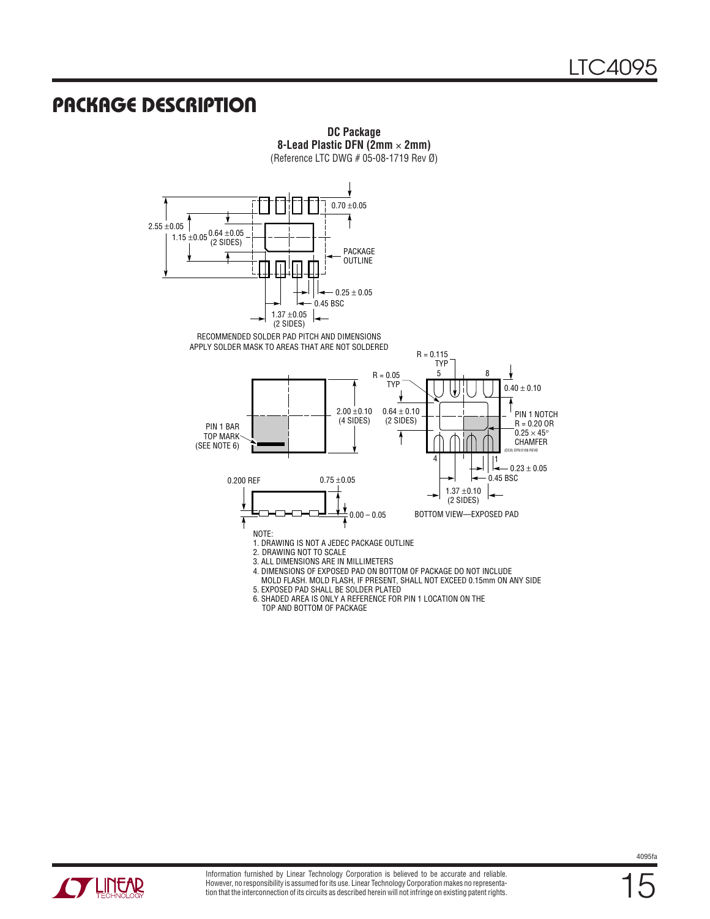## PACKAGE DESCRIPTION

**DC Package**
**8-Lead Plastic DFN (2mm × 2mm)**
(Reference LTC DWG # 05-08-1719 Rev Ø)

2.55 ±0.05

1.15 ±0.05

0.64 ±0.05
(2 SIDES)

0.70 ±0.05

PACKAGE OUTLINE

0.25 ± 0.05

0.45 BSC

1.37 ±0.05
(2 SIDES)

RECOMMENDED SOLDER PAD PITCH AND DIMENSIONS
APPLY SOLDER MASK TO AREAS THAT ARE NOT SOLDERED

PIN 1 BAR
TOP MARK
(SEE NOTE 6)

2.00 ±0.10
(4 SIDES)

R = 0.05
TYP

0.64 ± 0.10
(2 SIDES)

R = 0.115
TYP

5 8

0.40 ± 0.10

PIN 1 NOTCH
R = 0.20 OR
0.25 × 45°
CHAMFER

(DC8) DFN 0106 REVØ

4 1

0.23 ± 0.05

0.45 BSC

1.37 ±0.10
(2 SIDES)

BOTTOM VIEW—EXPOSED PAD

0.200 REF

0.75 ±0.05

0.00 – 0.05

NOTE:
1. DRAWING IS NOT A JEDEC PACKAGE OUTLINE
2. DRAWING NOT TO SCALE
3. ALL DIMENSIONS ARE IN MILLIMETERS
4. DIMENSIONS OF EXPOSED PAD ON BOTTOM OF PACKAGE DO NOT INCLUDE MOLD FLASH. MOLD FLASH, IF PRESENT, SHALL NOT EXCEED 0.15mm ON ANY SIDE
5. EXPOSED PAD SHALL BE SOLDER PLATED
6. SHADED AREA IS ONLY A REFERENCE FOR PIN 1 LOCATION ON THE TOP AND BOTTOM OF PACKAGE

Information furnished by Linear Technology Corporation is believed to be accurate and reliable. However, no responsibility is assumed for its use. Linear Technology Corporation makes no representation that the interconnection of its circuits as described herein will not infringe on existing patent rights.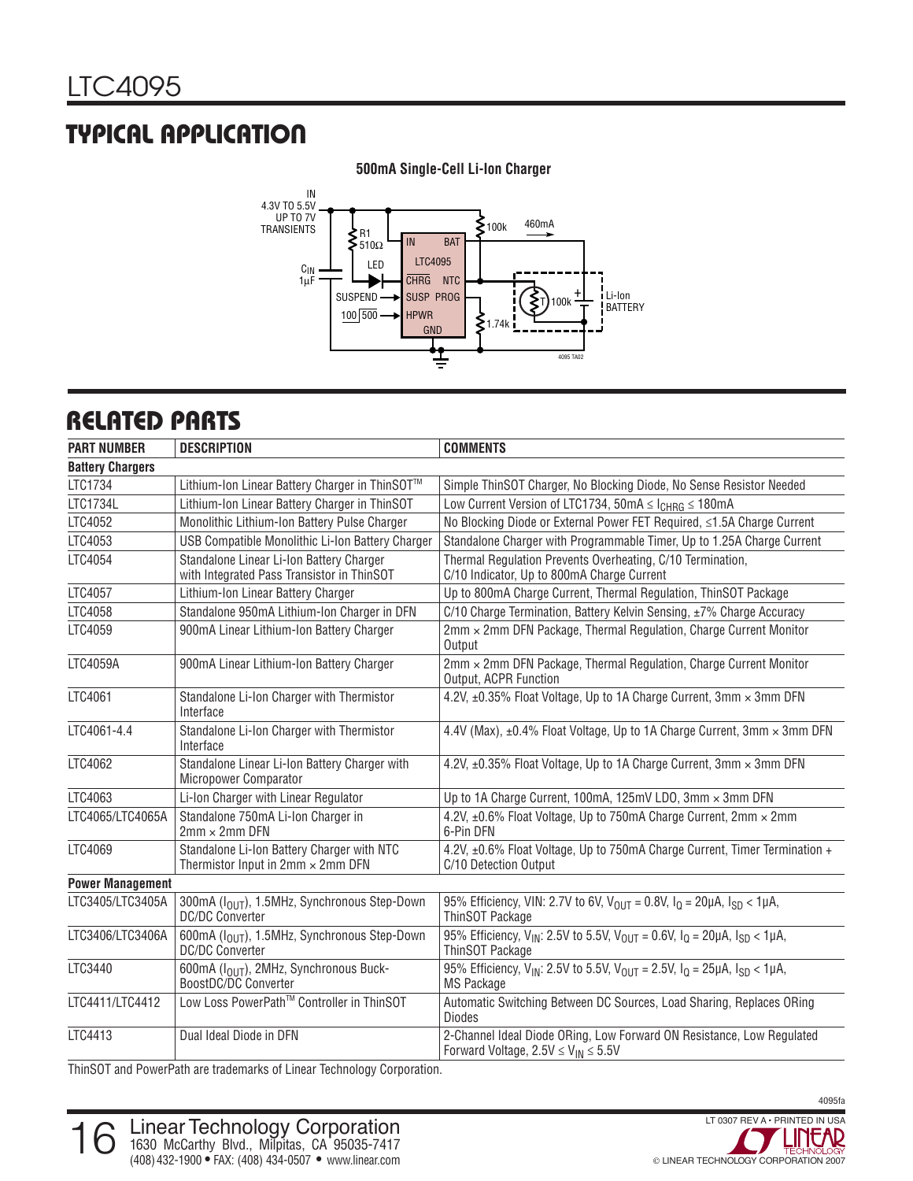## TYPICAL APPLICATION

**500mA Single-Cell Li-Ion Charger**

IN
4.3V TO 5.5V
UP TO 7V
TRANSIENTS

$C_{IN}$
1µF

R1
510Ω

LED

SUSPEND

100 500

IN BAT
LTC4095
CHRG NTC
SUSP PROG
HPWR
GND

100k

460mA

100k

1.74k

Li-Ion
BATTERY

4095 TA02

## RELATED PARTS

| PART NUMBER | DESCRIPTION | COMMENTS |
|---|---|---|
| **Battery Chargers** | | |
| LTC1734 | Lithium-Ion Linear Battery Charger in ThinSOT™ | Simple ThinSOT Charger, No Blocking Diode, No Sense Resistor Needed |
| LTC1734L | Lithium-Ion Linear Battery Charger in ThinSOT | Low Current Version of LTC1734, $50mA \leq I_{CHRG} \leq 180mA$ |
| LTC4052 | Monolithic Lithium-Ion Battery Pulse Charger | No Blocking Diode or External Power FET Required, ≤1.5A Charge Current |
| LTC4053 | USB Compatible Monolithic Li-Ion Battery Charger | Standalone Charger with Programmable Timer, Up to 1.25A Charge Current |
| LTC4054 | Standalone Linear Li-Ion Battery Charger with Integrated Pass Transistor in ThinSOT | Thermal Regulation Prevents Overheating, C/10 Termination, C/10 Indicator, Up to 800mA Charge Current |
| LTC4057 | Lithium-Ion Linear Battery Charger | Up to 800mA Charge Current, Thermal Regulation, ThinSOT Package |
| LTC4058 | Standalone 950mA Lithium-Ion Charger in DFN | C/10 Charge Termination, Battery Kelvin Sensing, ±7% Charge Accuracy |
| LTC4059 | 900mA Linear Lithium-Ion Battery Charger | 2mm × 2mm DFN Package, Thermal Regulation, Charge Current Monitor Output |
| LTC4059A | 900mA Linear Lithium-Ion Battery Charger | 2mm × 2mm DFN Package, Thermal Regulation, Charge Current Monitor Output, ACPR Function |
| LTC4061 | Standalone Li-Ion Charger with Thermistor Interface | 4.2V, ±0.35% Float Voltage, Up to 1A Charge Current, 3mm × 3mm DFN |
| LTC4061-4.4 | Standalone Li-Ion Charger with Thermistor Interface | 4.4V (Max), ±0.4% Float Voltage, Up to 1A Charge Current, 3mm × 3mm DFN |
| LTC4062 | Standalone Linear Li-Ion Battery Charger with Micropower Comparator | 4.2V, ±0.35% Float Voltage, Up to 1A Charge Current, 3mm × 3mm DFN |
| LTC4063 | Li-Ion Charger with Linear Regulator | Up to 1A Charge Current, 100mA, 125mV LDO, 3mm × 3mm DFN |
| LTC4065/LTC4065A | Standalone 750mA Li-Ion Charger in 2mm × 2mm DFN | 4.2V, ±0.6% Float Voltage, Up to 750mA Charge Current, 2mm × 2mm 6-Pin DFN |
| LTC4069 | Standalone Li-Ion Battery Charger with NTC Thermistor Input in 2mm × 2mm DFN | 4.2V, ±0.6% Float Voltage, Up to 750mA Charge Current, Timer Termination + C/10 Detection Output |
| **Power Management** | | |
| LTC3405/LTC3405A | 300mA ($I_{OUT}$), 1.5MHz, Synchronous Step-Down DC/DC Converter | 95% Efficiency, VIN: 2.7V to 6V, $V_{OUT}$ = 0.8V, $I_Q$ = 20µA, $I_{SD}$ < 1µA, ThinSOT Package |
| LTC3406/LTC3406A | 600mA ($I_{OUT}$), 1.5MHz, Synchronous Step-Down DC/DC Converter | 95% Efficiency, $V_{IN}$: 2.5V to 5.5V, $V_{OUT}$ = 0.6V, $I_Q$ = 20µA, $I_{SD}$ < 1µA, ThinSOT Package |
| LTC3440 | 600mA ($I_{OUT}$), 2MHz, Synchronous Buck-BoostDC/DC Converter | 95% Efficiency, $V_{IN}$: 2.5V to 5.5V, $V_{OUT}$ = 2.5V, $I_Q$ = 25µA, $I_{SD}$ < 1µA, MS Package |
| LTC4411/LTC4412 | Low Loss PowerPath™ Controller in ThinSOT | Automatic Switching Between DC Sources, Load Sharing, Replaces ORing Diodes |
| LTC4413 | Dual Ideal Diode in DFN | 2-Channel Ideal Diode ORing, Low Forward ON Resistance, Low Regulated Forward Voltage, $2.5V \leq V_{IN} \leq 5.5V$ |

ThinSOT and PowerPath are trademarks of Linear Technology Corporation.

Linear Technology Corporation
1630 McCarthy Blvd., Milpitas, CA 95035-7417
(408) 432-1900 • FAX: (408) 434-0507 • www.linear.com

LT 0307 REV A • PRINTED IN USA
© LINEAR TECHNOLOGY CORPORATION 2007